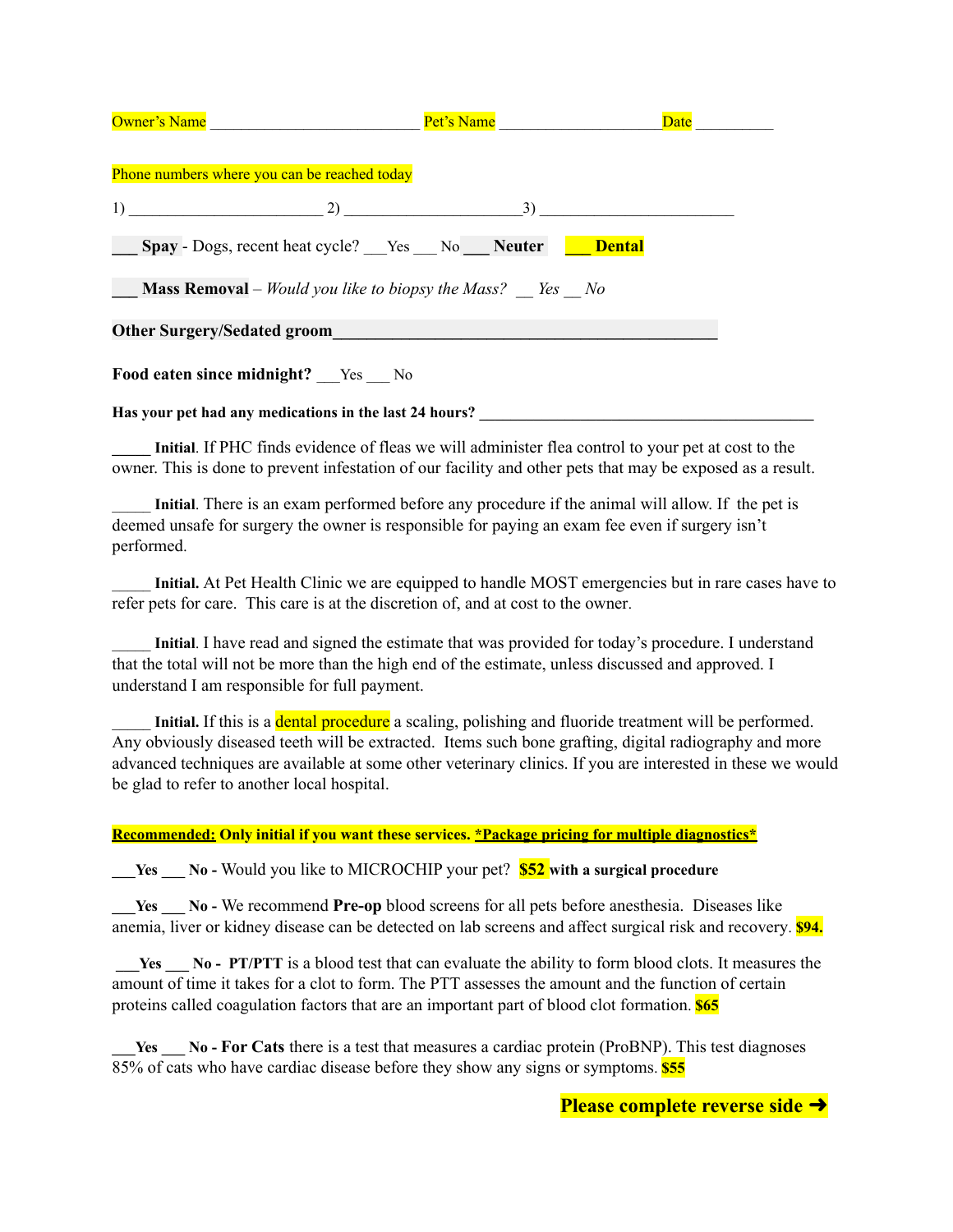Owner's Name ___________________________ Pet's Name _____________________ Date __________

Phone numbers where you can be reached today

1) _________________________ 2) _______________________ 3) _________________________

___ **Spay** - Dogs, recent heat cycle? ___Yes ___ No ___ **Neuter** ___ **Dental**

___ **Mass Removal** – *Would you like to biopsy the Mass? __ Yes __ No*

**Other Surgery/Sedated groom________________________________________________**

**Food eaten since midnight?** ___Yes ___ No

**Has your pet had any medications in the last 24 hours? _____________________________________________**

_____ **Initial**. If PHC finds evidence of fleas we will administer flea control to your pet at cost to the owner. This is done to prevent infestation of our facility and other pets that may be exposed as a result.

_____ **Initial**. There is an exam performed before any procedure if the animal will allow. If the pet is deemed unsafe for surgery the owner is responsible for paying an exam fee even if surgery isn't performed.

_____ **Initial.** At Pet Health Clinic we are equipped to handle MOST emergencies but in rare cases have to refer pets for care. This care is at the discretion of, and at cost to the owner.

_____ **Initial**. I have read and signed the estimate that was provided for today's procedure. I understand that the total will not be more than the high end of the estimate, unless discussed and approved. I understand I am responsible for full payment.

_____ **Initial.** If this is a dental procedure a scaling, polishing and fluoride treatment will be performed. Any obviously diseased teeth will be extracted. Items such bone grafting, digital radiography and more advanced techniques are available at some other veterinary clinics. If you are interested in these we would be glad to refer to another local hospital.

**Recommended: Only initial if you want these services. *Package pricing for multiple diagnostics***

**___Yes ___ No -** Would you like to MICROCHIP your pet? **$52 with a surgical procedure**

**___Yes ___ No -** We recommend **Pre-op** blood screens for all pets before anesthesia. Diseases like anemia, liver or kidney disease can be detected on lab screens and affect surgical risk and recovery. **$94.**

**___Yes ___ No - PT/PTT** is a blood test that can evaluate the ability to form blood clots. It measures the amount of time it takes for a clot to form. The PTT assesses the amount and the function of certain proteins called coagulation factors that are an important part of blood clot formation. **$65**

**___Yes ___ No - For Cats** there is a test that measures a cardiac protein (ProBNP). This test diagnoses 85% of cats who have cardiac disease before they show any signs or symptoms. **$55**

**Please complete reverse side ➔**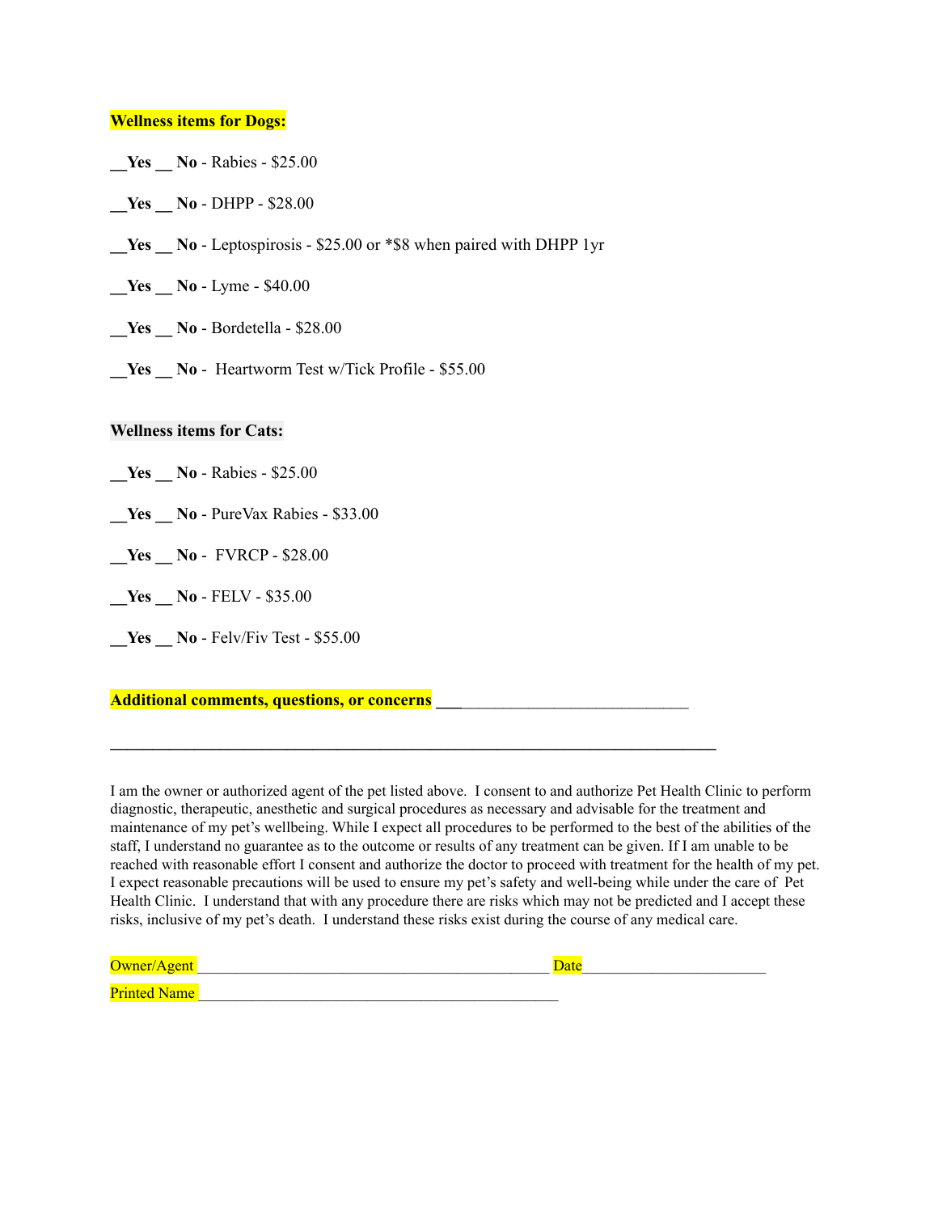**Wellness items for Dogs:**

**__Yes __ No** - Rabies - $25.00

**__Yes __ No** - DHPP - $28.00

**__Yes __ No** - Leptospirosis - $25.00 or *$8 when paired with DHPP 1yr

**__Yes __ No** - Lyme - $40.00

**__Yes __ No** - Bordetella - $28.00

**__Yes __ No** - Heartworm Test w/Tick Profile - $55.00

**Wellness items for Cats:**

**__Yes __ No** - Rabies - $25.00

**__Yes __ No** - PureVax Rabies - $33.00

**__Yes __ No** - FVRCP - $28.00

**__Yes __ No** - FELV - $35.00

**__Yes __ No** - Felv/Fiv Test - $55.00

**Additional comments, questions, or concerns** ________________________________

______________________________________________________________________________

I am the owner or authorized agent of the pet listed above. I consent to and authorize Pet Health Clinic to perform diagnostic, therapeutic, anesthetic and surgical procedures as necessary and advisable for the treatment and maintenance of my pet's wellbeing. While I expect all procedures to be performed to the best of the abilities of the staff, I understand no guarantee as to the outcome or results of any treatment can be given. If I am unable to be reached with reasonable effort I consent and authorize the doctor to proceed with treatment for the health of my pet. I expect reasonable precautions will be used to ensure my pet's safety and well-being while under the care of Pet Health Clinic. I understand that with any procedure there are risks which may not be predicted and I accept these risks, inclusive of my pet's death. I understand these risks exist during the course of any medical care.

Owner/Agent ______________________________________________ Date________________________

Printed Name ______________________________________________